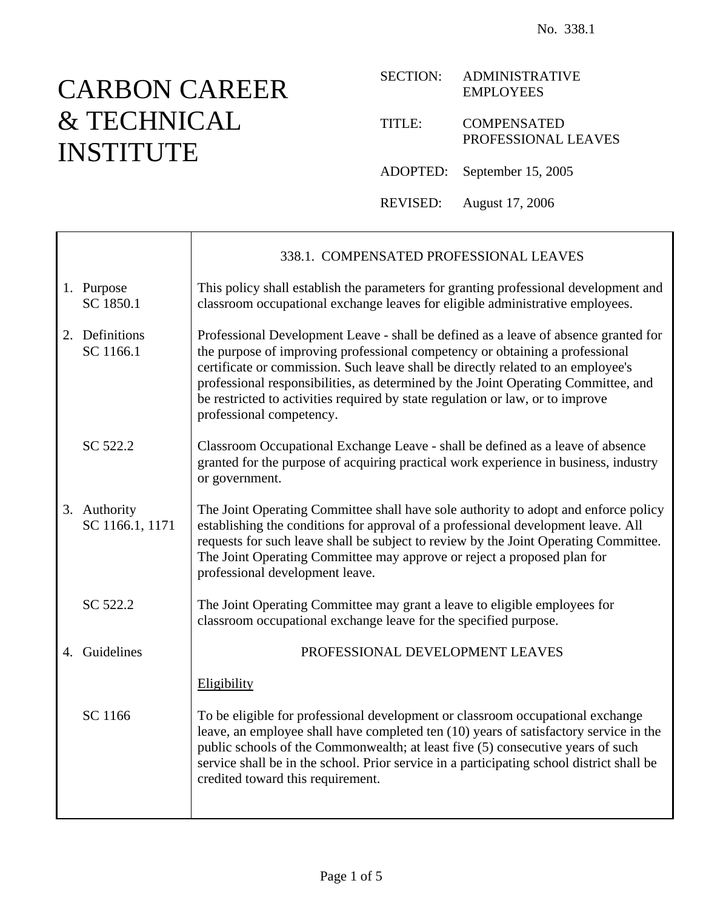No. 338.1

# CARBON CAREER & TECHNICAL INSTITUTE

SECTION: ADMINISTRATIVE EMPLOYEES

TITLE: COMPENSATED PROFESSIONAL LEAVES

ADOPTED: September 15, 2005

REVISED: August 17, 2006

## 338.1. COMPENSATED PROFESSIONAL LEAVES

**1. Purpose**
SC 1850.1

This policy shall establish the parameters for granting professional development and classroom occupational exchange leaves for eligible administrative employees.

**2. Definitions**
SC 1166.1

Professional Development Leave - shall be defined as a leave of absence granted for the purpose of improving professional competency or obtaining a professional certificate or commission. Such leave shall be directly related to an employee's professional responsibilities, as determined by the Joint Operating Committee, and be restricted to activities required by state regulation or law, or to improve professional competency.

SC 522.2

Classroom Occupational Exchange Leave - shall be defined as a leave of absence granted for the purpose of acquiring practical work experience in business, industry or government.

**3. Authority**
SC 1166.1, 1171

The Joint Operating Committee shall have sole authority to adopt and enforce policy establishing the conditions for approval of a professional development leave. All requests for such leave shall be subject to review by the Joint Operating Committee. The Joint Operating Committee may approve or reject a proposed plan for professional development leave.

SC 522.2

The Joint Operating Committee may grant a leave to eligible employees for classroom occupational exchange leave for the specified purpose.

**4. Guidelines**

### PROFESSIONAL DEVELOPMENT LEAVES

Eligibility

SC 1166

To be eligible for professional development or classroom occupational exchange leave, an employee shall have completed ten (10) years of satisfactory service in the public schools of the Commonwealth; at least five (5) consecutive years of such service shall be in the school. Prior service in a participating school district shall be credited toward this requirement.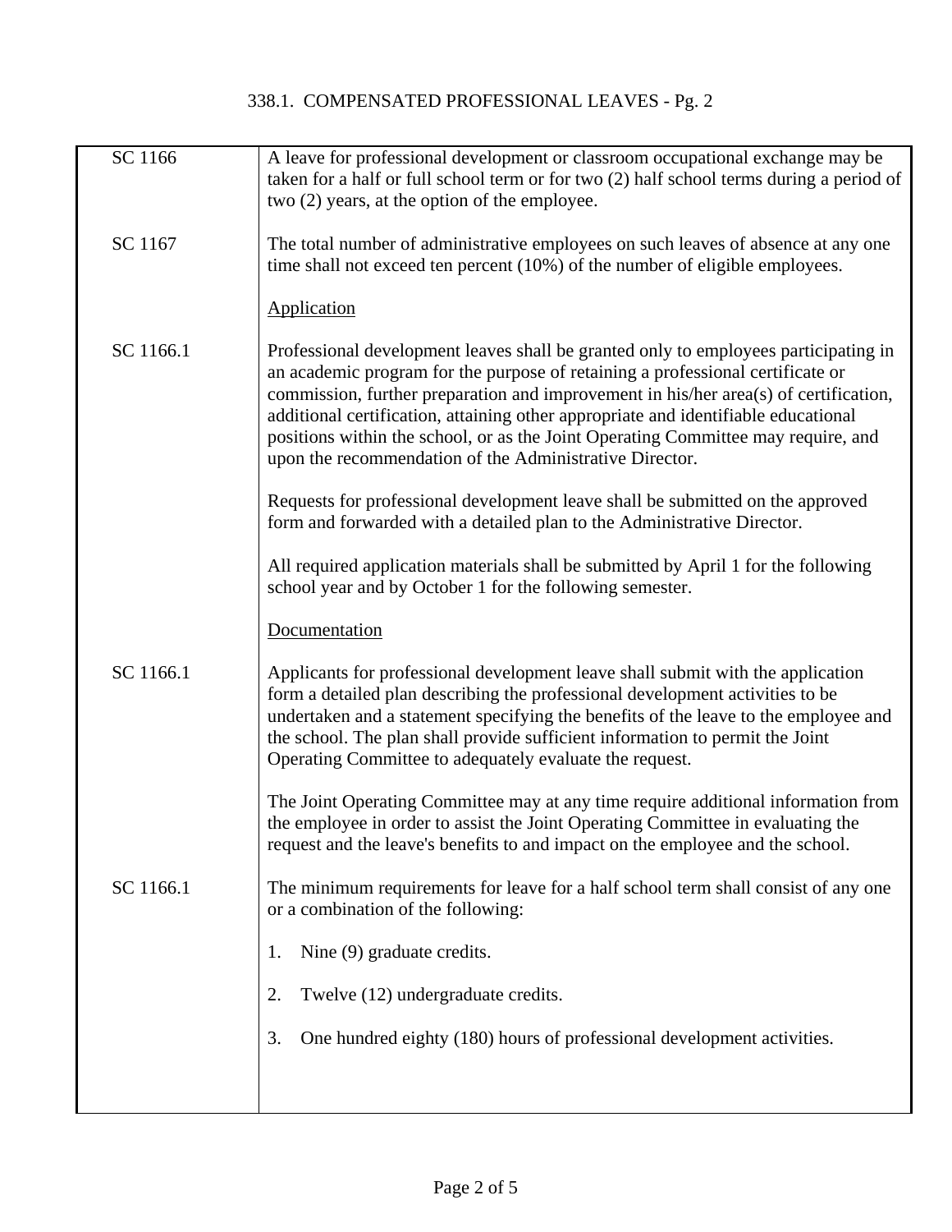# 338.1. COMPENSATED PROFESSIONAL LEAVES - Pg. 2

| | |
|---|---|
| SC 1166 | A leave for professional development or classroom occupational exchange may be taken for a half or full school term or for two (2) half school terms during a period of two (2) years, at the option of the employee. |
| SC 1167 | The total number of administrative employees on such leaves of absence at any one time shall not exceed ten percent (10%) of the number of eligible employees. |
| | <u>Application</u> |
| SC 1166.1 | Professional development leaves shall be granted only to employees participating in an academic program for the purpose of retaining a professional certificate or commission, further preparation and improvement in his/her area(s) of certification, additional certification, attaining other appropriate and identifiable educational positions within the school, or as the Joint Operating Committee may require, and upon the recommendation of the Administrative Director. |
| | Requests for professional development leave shall be submitted on the approved form and forwarded with a detailed plan to the Administrative Director. |
| | All required application materials shall be submitted by April 1 for the following school year and by October 1 for the following semester. |
| | <u>Documentation</u> |
| SC 1166.1 | Applicants for professional development leave shall submit with the application form a detailed plan describing the professional development activities to be undertaken and a statement specifying the benefits of the leave to the employee and the school. The plan shall provide sufficient information to permit the Joint Operating Committee to adequately evaluate the request. |
| | The Joint Operating Committee may at any time require additional information from the employee in order to assist the Joint Operating Committee in evaluating the request and the leave's benefits to and impact on the employee and the school. |
| SC 1166.1 | The minimum requirements for leave for a half school term shall consist of any one or a combination of the following: |
| | 1. Nine (9) graduate credits. |
| | 2. Twelve (12) undergraduate credits. |
| | 3. One hundred eighty (180) hours of professional development activities. |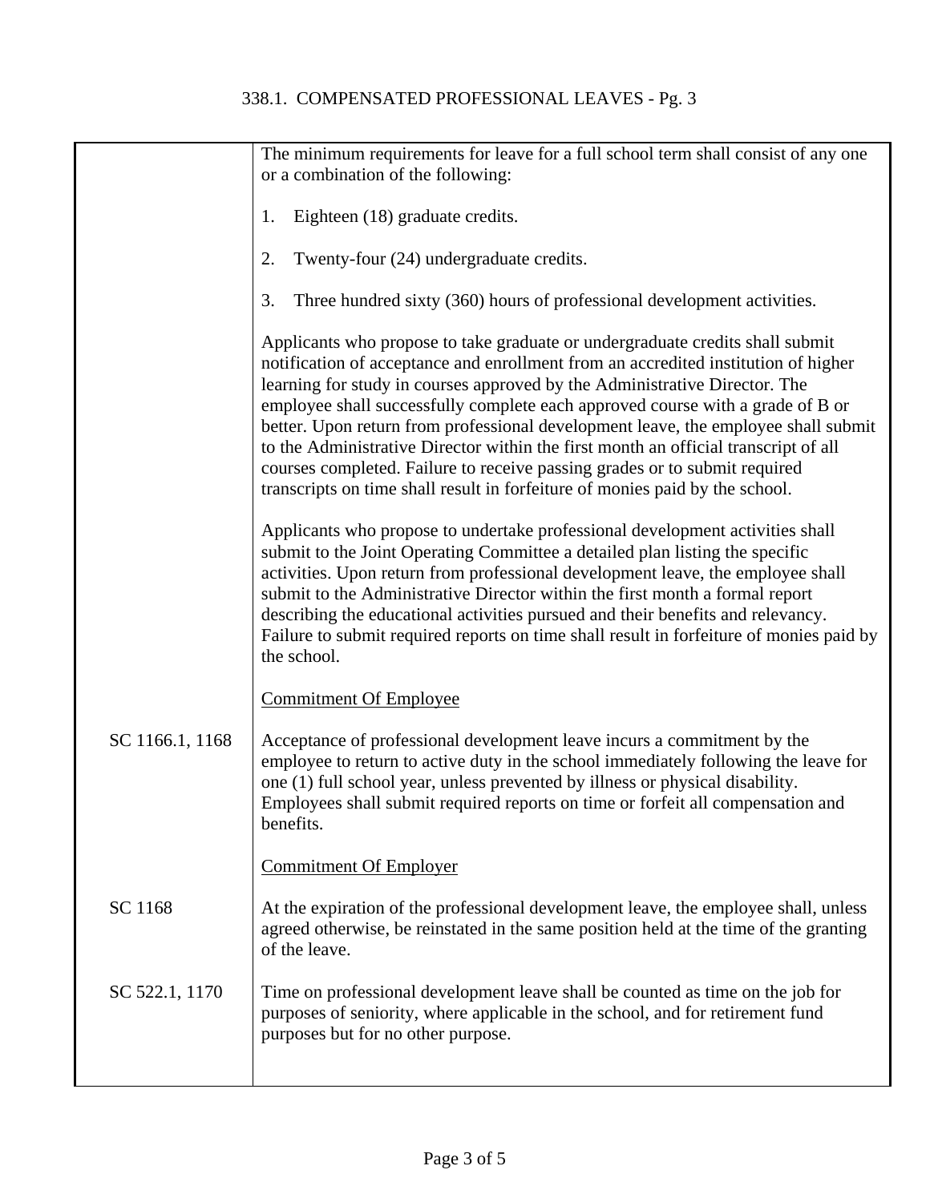The minimum requirements for leave for a full school term shall consist of any one or a combination of the following:

1. Eighteen (18) graduate credits.

2. Twenty-four (24) undergraduate credits.

3. Three hundred sixty (360) hours of professional development activities.

Applicants who propose to take graduate or undergraduate credits shall submit notification of acceptance and enrollment from an accredited institution of higher learning for study in courses approved by the Administrative Director. The employee shall successfully complete each approved course with a grade of B or better. Upon return from professional development leave, the employee shall submit to the Administrative Director within the first month an official transcript of all courses completed. Failure to receive passing grades or to submit required transcripts on time shall result in forfeiture of monies paid by the school.

Applicants who propose to undertake professional development activities shall submit to the Joint Operating Committee a detailed plan listing the specific activities. Upon return from professional development leave, the employee shall submit to the Administrative Director within the first month a formal report describing the educational activities pursued and their benefits and relevancy. Failure to submit required reports on time shall result in forfeiture of monies paid by the school.

<u>Commitment Of Employee</u>

SC 1166.1, 1168

Acceptance of professional development leave incurs a commitment by the employee to return to active duty in the school immediately following the leave for one (1) full school year, unless prevented by illness or physical disability. Employees shall submit required reports on time or forfeit all compensation and benefits.

<u>Commitment Of Employer</u>

SC 1168

At the expiration of the professional development leave, the employee shall, unless agreed otherwise, be reinstated in the same position held at the time of the granting of the leave.

SC 522.1, 1170

Time on professional development leave shall be counted as time on the job for purposes of seniority, where applicable in the school, and for retirement fund purposes but for no other purpose.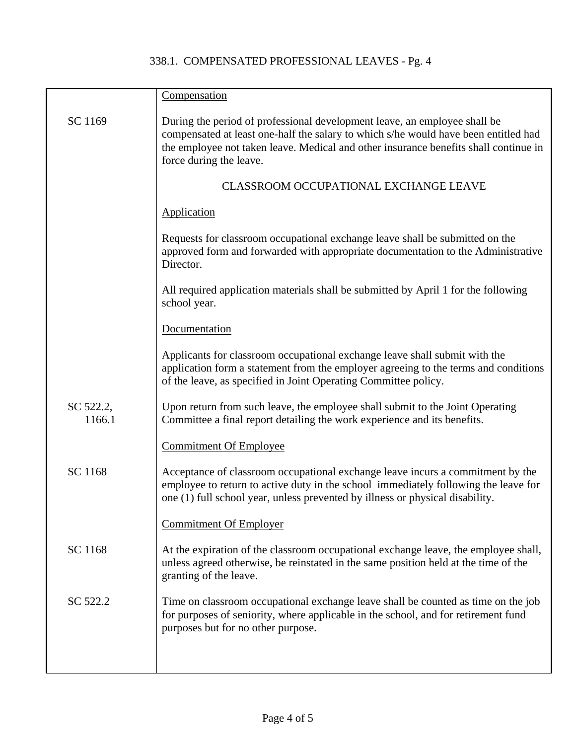| | |
|---|---|
| | Compensation |
| SC 1169 | During the period of professional development leave, an employee shall be compensated at least one-half the salary to which s/he would have been entitled had the employee not taken leave. Medical and other insurance benefits shall continue in force during the leave. |
| | CLASSROOM OCCUPATIONAL EXCHANGE LEAVE |
| | Application |
| | Requests for classroom occupational exchange leave shall be submitted on the approved form and forwarded with appropriate documentation to the Administrative Director. |
| | All required application materials shall be submitted by April 1 for the following school year. |
| | Documentation |
| | Applicants for classroom occupational exchange leave shall submit with the application form a statement from the employer agreeing to the terms and conditions of the leave, as specified in Joint Operating Committee policy. |
| SC 522.2, 1166.1 | Upon return from such leave, the employee shall submit to the Joint Operating Committee a final report detailing the work experience and its benefits. |
| | Commitment Of Employee |
| SC 1168 | Acceptance of classroom occupational exchange leave incurs a commitment by the employee to return to active duty in the school immediately following the leave for one (1) full school year, unless prevented by illness or physical disability. |
| | Commitment Of Employer |
| SC 1168 | At the expiration of the classroom occupational exchange leave, the employee shall, unless agreed otherwise, be reinstated in the same position held at the time of the granting of the leave. |
| SC 522.2 | Time on classroom occupational exchange leave shall be counted as time on the job for purposes of seniority, where applicable in the school, and for retirement fund purposes but for no other purpose. |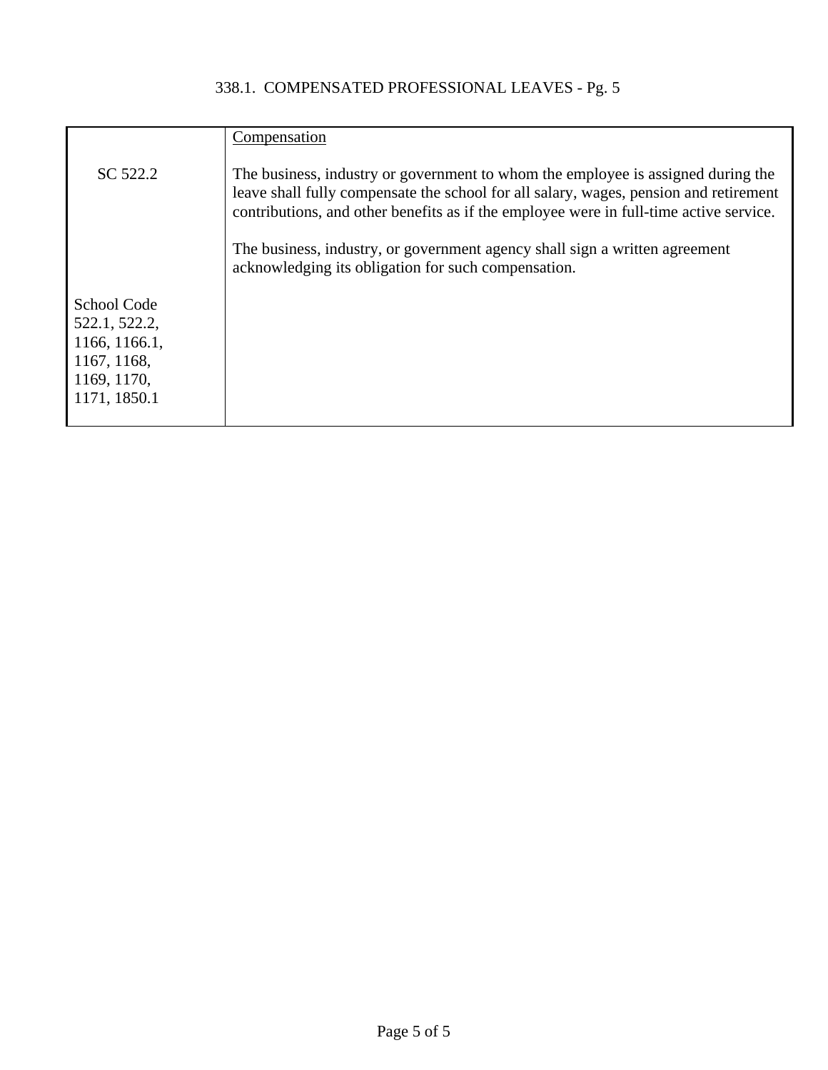| | |
|---|---|
| | <u>Compensation</u> |
| SC 522.2 | The business, industry or government to whom the employee is assigned during the leave shall fully compensate the school for all salary, wages, pension and retirement contributions, and other benefits as if the employee were in full-time active service.<br><br>The business, industry, or government agency shall sign a written agreement acknowledging its obligation for such compensation. |
| School Code 522.1, 522.2, 1166, 1166.1, 1167, 1168, 1169, 1170, 1171, 1850.1 | |